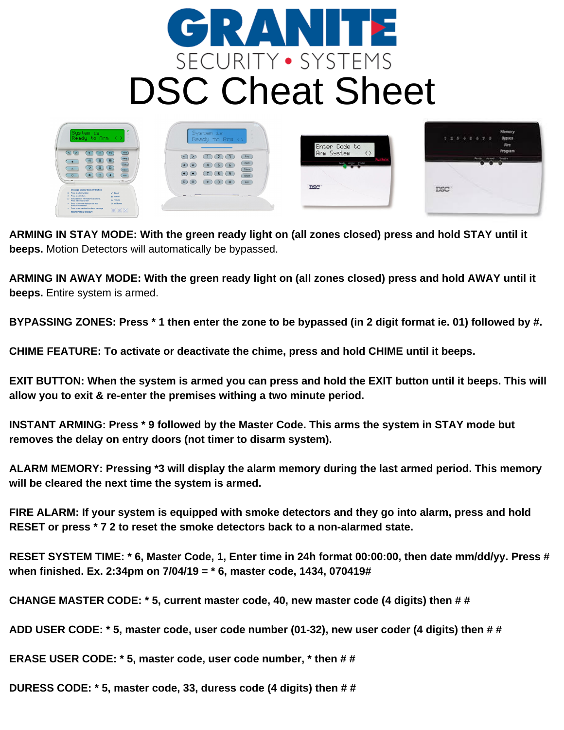# GRANITE

SECURITY • SYSTEMS

# DSC Cheat Sheet

**ARMING IN STAY MODE: With the green ready light on (all zones closed) press and hold STAY until it beeps.** Motion Detectors will automatically be bypassed.

**ARMING IN AWAY MODE: With the green ready light on (all zones closed) press and hold AWAY until it beeps.** Entire system is armed.

**BYPASSING ZONES: Press * 1 then enter the zone to be bypassed (in 2 digit format ie. 01) followed by #.**

**CHIME FEATURE: To activate or deactivate the chime, press and hold CHIME until it beeps.**

**EXIT BUTTON: When the system is armed you can press and hold the EXIT button until it beeps. This will allow you to exit & re-enter the premises withing a two minute period.**

**INSTANT ARMING: Press * 9 followed by the Master Code. This arms the system in STAY mode but removes the delay on entry doors (not timer to disarm system).**

**ALARM MEMORY: Pressing *3 will display the alarm memory during the last armed period. This memory will be cleared the next time the system is armed.**

**FIRE ALARM: If your system is equipped with smoke detectors and they go into alarm, press and hold RESET or press * 7 2 to reset the smoke detectors back to a non-alarmed state.**

**RESET SYSTEM TIME: * 6, Master Code, 1, Enter time in 24h format 00:00:00, then date mm/dd/yy. Press # when finished. Ex. 2:34pm on 7/04/19 = * 6, master code, 1434, 070419#**

**CHANGE MASTER CODE: * 5, current master code, 40, new master code (4 digits) then # #**

**ADD USER CODE: * 5, master code, user code number (01-32), new user coder (4 digits) then # #**

**ERASE USER CODE: * 5, master code, user code number, * then # #**

**DURESS CODE: * 5, master code, 33, duress code (4 digits) then # #**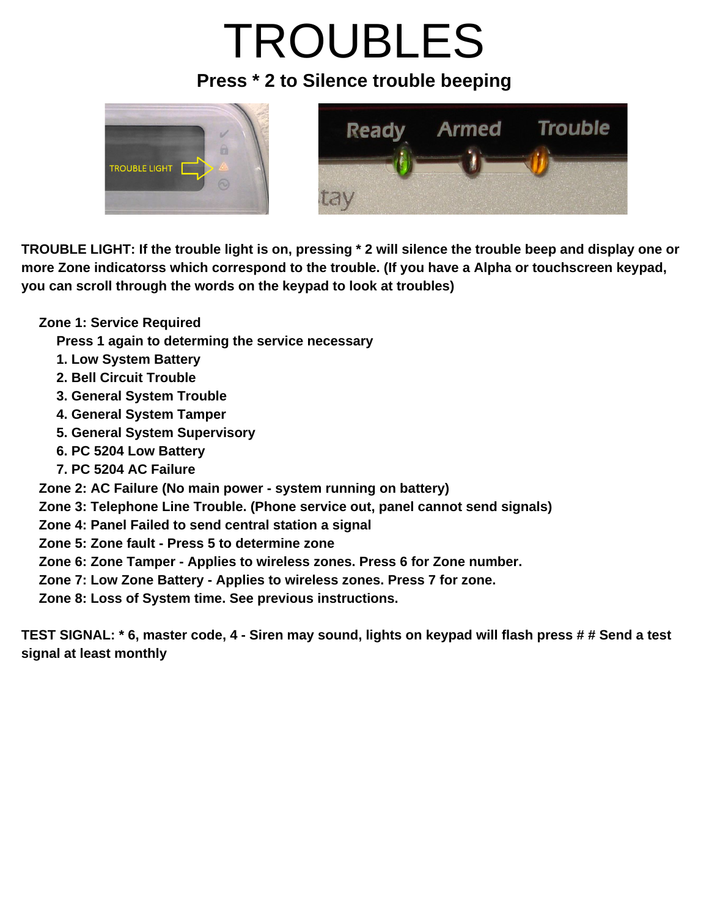# TROUBLES

## Press * 2 to Silence trouble beeping

**TROUBLE LIGHT: If the trouble light is on, pressing * 2 will silence the trouble beep and display one or more Zone indicatorss which correspond to the trouble. (If you have a Alpha or touchscreen keypad, you can scroll through the words on the keypad to look at troubles)**

- **Zone 1: Service Required**
  - **Press 1 again to determing the service necessary**
  1. **Low System Battery**
  2. **Bell Circuit Trouble**
  3. **General System Trouble**
  4. **General System Tamper**
  5. **General System Supervisory**
  6. **PC 5204 Low Battery**
  7. **PC 5204 AC Failure**
- **Zone 2: AC Failure (No main power - system running on battery)**
- **Zone 3: Telephone Line Trouble. (Phone service out, panel cannot send signals)**
- **Zone 4: Panel Failed to send central station a signal**
- **Zone 5: Zone fault - Press 5 to determine zone**
- **Zone 6: Zone Tamper - Applies to wireless zones. Press 6 for Zone number.**
- **Zone 7: Low Zone Battery - Applies to wireless zones. Press 7 for zone.**
- **Zone 8: Loss of System time. See previous instructions.**

**TEST SIGNAL: * 6, master code, 4 - Siren may sound, lights on keypad will flash press # # Send a test signal at least monthly**